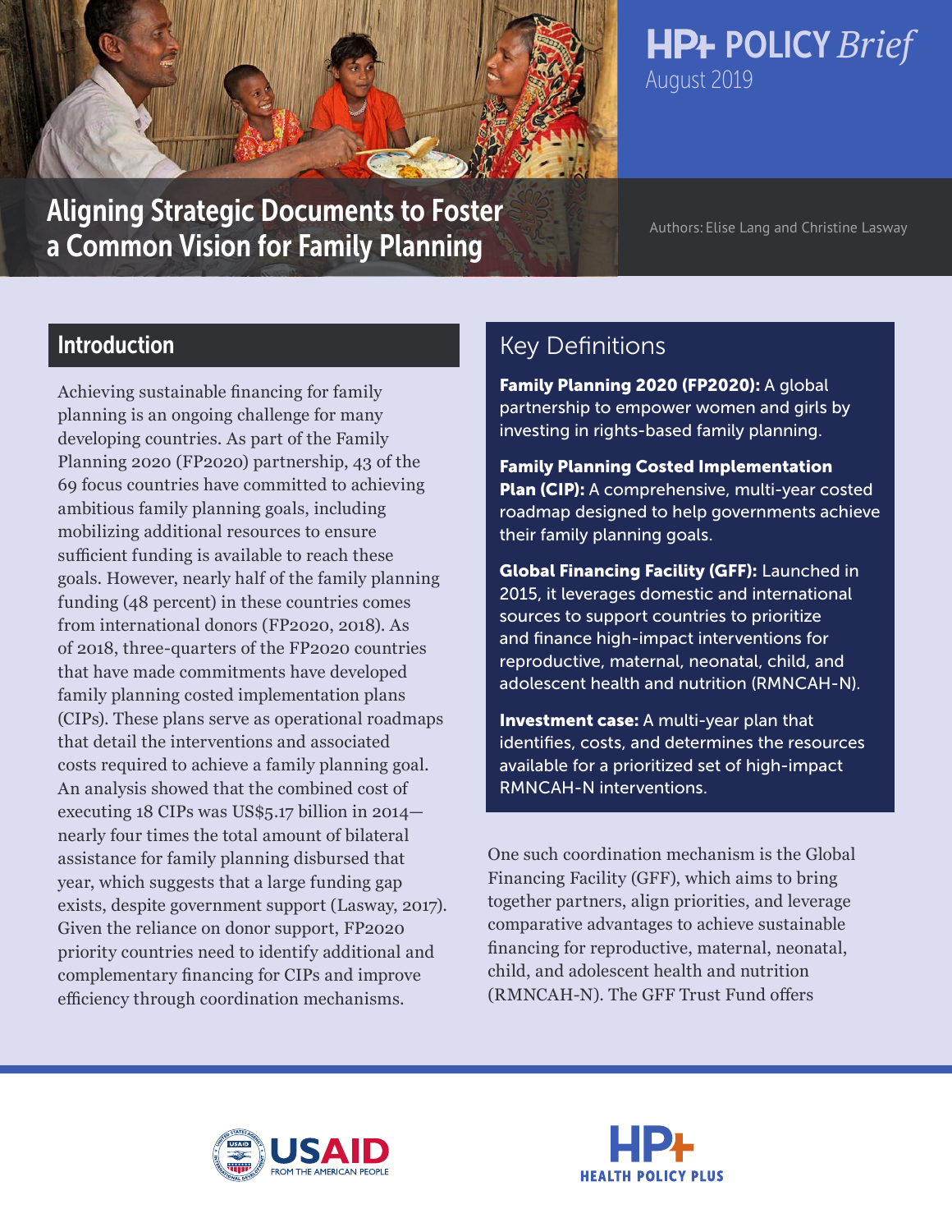# HP+ POLICY *Brief*

August 2019

# Aligning Strategic Documents to Foster a Common Vision for Family Planning

Authors: Elise Lang and Christine Lasway

## Introduction

Achieving sustainable financing for family planning is an ongoing challenge for many developing countries. As part of the Family Planning 2020 (FP2020) partnership, 43 of the 69 focus countries have committed to achieving ambitious family planning goals, including mobilizing additional resources to ensure sufficient funding is available to reach these goals. However, nearly half of the family planning funding (48 percent) in these countries comes from international donors (FP2020, 2018). As of 2018, three-quarters of the FP2020 countries that have made commitments have developed family planning costed implementation plans (CIPs). These plans serve as operational roadmaps that detail the interventions and associated costs required to achieve a family planning goal. An analysis showed that the combined cost of executing 18 CIPs was US$5.17 billion in 2014—nearly four times the total amount of bilateral assistance for family planning disbursed that year, which suggests that a large funding gap exists, despite government support (Lasway, 2017). Given the reliance on donor support, FP2020 priority countries need to identify additional and complementary financing for CIPs and improve efficiency through coordination mechanisms.

## Key Definitions

**Family Planning 2020 (FP2020):** A global partnership to empower women and girls by investing in rights-based family planning.

**Family Planning Costed Implementation Plan (CIP):** A comprehensive, multi-year costed roadmap designed to help governments achieve their family planning goals.

**Global Financing Facility (GFF):** Launched in 2015, it leverages domestic and international sources to support countries to prioritize and finance high-impact interventions for reproductive, maternal, neonatal, child, and adolescent health and nutrition (RMNCAH-N).

**Investment case:** A multi-year plan that identifies, costs, and determines the resources available for a prioritized set of high-impact RMNCAH-N interventions.

One such coordination mechanism is the Global Financing Facility (GFF), which aims to bring together partners, align priorities, and leverage comparative advantages to achieve sustainable financing for reproductive, maternal, neonatal, child, and adolescent health and nutrition (RMNCAH-N). The GFF Trust Fund offers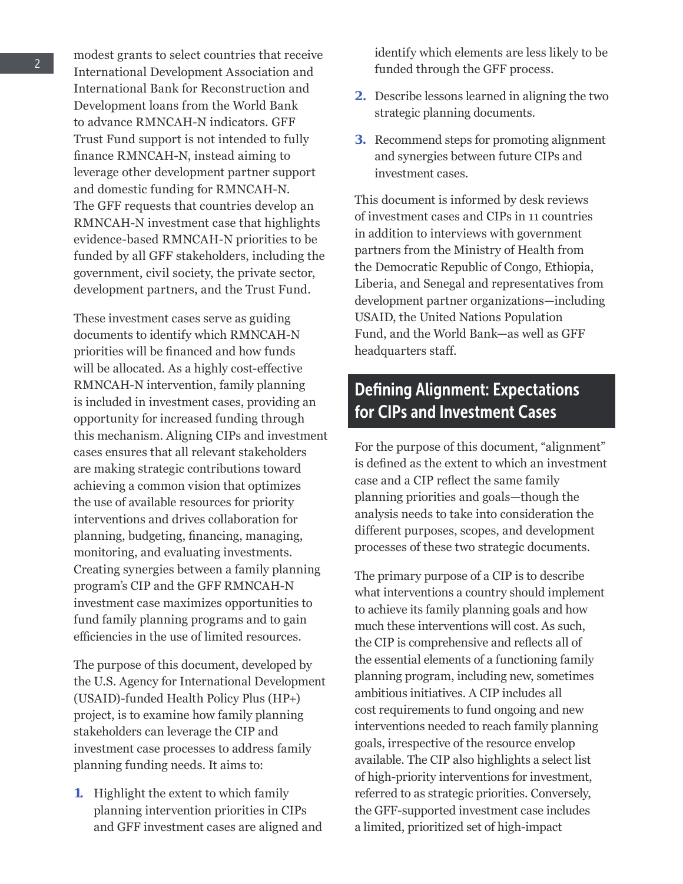modest grants to select countries that receive International Development Association and International Bank for Reconstruction and Development loans from the World Bank to advance RMNCAH-N indicators. GFF Trust Fund support is not intended to fully finance RMNCAH-N, instead aiming to leverage other development partner support and domestic funding for RMNCAH-N. The GFF requests that countries develop an RMNCAH-N investment case that highlights evidence-based RMNCAH-N priorities to be funded by all GFF stakeholders, including the government, civil society, the private sector, development partners, and the Trust Fund.

These investment cases serve as guiding documents to identify which RMNCAH-N priorities will be financed and how funds will be allocated. As a highly cost-effective RMNCAH-N intervention, family planning is included in investment cases, providing an opportunity for increased funding through this mechanism. Aligning CIPs and investment cases ensures that all relevant stakeholders are making strategic contributions toward achieving a common vision that optimizes the use of available resources for priority interventions and drives collaboration for planning, budgeting, financing, managing, monitoring, and evaluating investments. Creating synergies between a family planning program's CIP and the GFF RMNCAH-N investment case maximizes opportunities to fund family planning programs and to gain efficiencies in the use of limited resources.

The purpose of this document, developed by the U.S. Agency for International Development (USAID)-funded Health Policy Plus (HP+) project, is to examine how family planning stakeholders can leverage the CIP and investment case processes to address family planning funding needs. It aims to:

1. Highlight the extent to which family planning intervention priorities in CIPs and GFF investment cases are aligned and identify which elements are less likely to be funded through the GFF process.
2. Describe lessons learned in aligning the two strategic planning documents.
3. Recommend steps for promoting alignment and synergies between future CIPs and investment cases.

This document is informed by desk reviews of investment cases and CIPs in 11 countries in addition to interviews with government partners from the Ministry of Health from the Democratic Republic of Congo, Ethiopia, Liberia, and Senegal and representatives from development partner organizations—including USAID, the United Nations Population Fund, and the World Bank—as well as GFF headquarters staff.

## Defining Alignment: Expectations for CIPs and Investment Cases

For the purpose of this document, "alignment" is defined as the extent to which an investment case and a CIP reflect the same family planning priorities and goals—though the analysis needs to take into consideration the different purposes, scopes, and development processes of these two strategic documents.

The primary purpose of a CIP is to describe what interventions a country should implement to achieve its family planning goals and how much these interventions will cost. As such, the CIP is comprehensive and reflects all of the essential elements of a functioning family planning program, including new, sometimes ambitious initiatives. A CIP includes all cost requirements to fund ongoing and new interventions needed to reach family planning goals, irrespective of the resource envelop available. The CIP also highlights a select list of high-priority interventions for investment, referred to as strategic priorities. Conversely, the GFF-supported investment case includes a limited, prioritized set of high-impact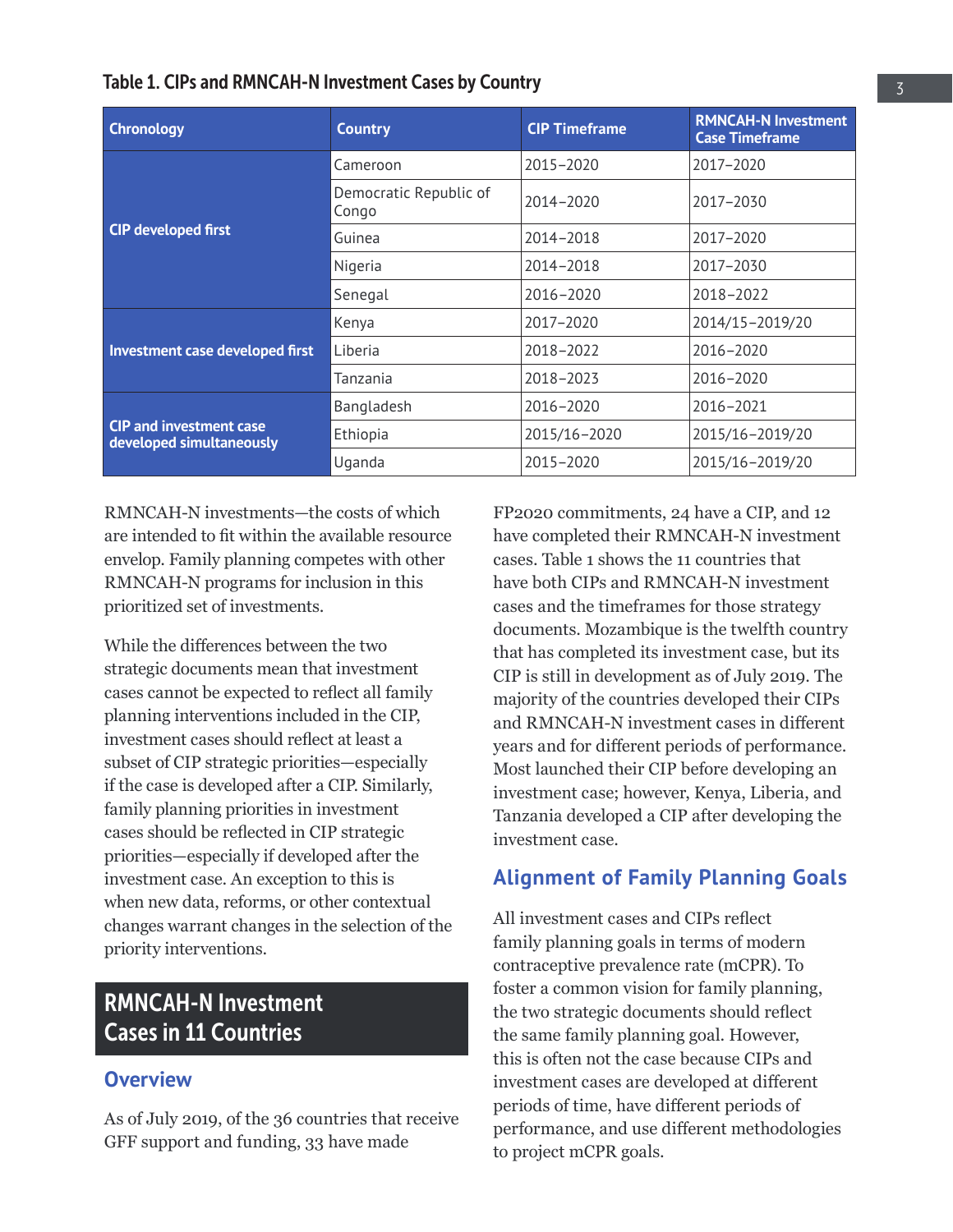**Table 1. CIPs and RMNCAH-N Investment Cases by Country**

| Chronology | Country | CIP Timeframe | RMNCAH-N Investment Case Timeframe |
|---|---|---|---|
| CIP developed first | Cameroon | 2015–2020 | 2017–2020 |
| | Democratic Republic of Congo | 2014–2020 | 2017–2030 |
| | Guinea | 2014–2018 | 2017–2020 |
| | Nigeria | 2014–2018 | 2017–2030 |
| | Senegal | 2016–2020 | 2018–2022 |
| Investment case developed first | Kenya | 2017–2020 | 2014/15–2019/20 |
| | Liberia | 2018–2022 | 2016–2020 |
| | Tanzania | 2018–2023 | 2016–2020 |
| CIP and investment case developed simultaneously | Bangladesh | 2016–2020 | 2016–2021 |
| | Ethiopia | 2015/16–2020 | 2015/16–2019/20 |
| | Uganda | 2015–2020 | 2015/16–2019/20 |

RMNCAH-N investments—the costs of which are intended to fit within the available resource envelop. Family planning competes with other RMNCAH-N programs for inclusion in this prioritized set of investments.

While the differences between the two strategic documents mean that investment cases cannot be expected to reflect all family planning interventions included in the CIP, investment cases should reflect at least a subset of CIP strategic priorities—especially if the case is developed after a CIP. Similarly, family planning priorities in investment cases should be reflected in CIP strategic priorities—especially if developed after the investment case. An exception to this is when new data, reforms, or other contextual changes warrant changes in the selection of the priority interventions.

## RMNCAH-N Investment Cases in 11 Countries

### Overview

As of July 2019, of the 36 countries that receive GFF support and funding, 33 have made FP2020 commitments, 24 have a CIP, and 12 have completed their RMNCAH-N investment cases. Table 1 shows the 11 countries that have both CIPs and RMNCAH-N investment cases and the timeframes for those strategy documents. Mozambique is the twelfth country that has completed its investment case, but its CIP is still in development as of July 2019. The majority of the countries developed their CIPs and RMNCAH-N investment cases in different years and for different periods of performance. Most launched their CIP before developing an investment case; however, Kenya, Liberia, and Tanzania developed a CIP after developing the investment case.

### Alignment of Family Planning Goals

All investment cases and CIPs reflect family planning goals in terms of modern contraceptive prevalence rate (mCPR). To foster a common vision for family planning, the two strategic documents should reflect the same family planning goal. However, this is often not the case because CIPs and investment cases are developed at different periods of time, have different periods of performance, and use different methodologies to project mCPR goals.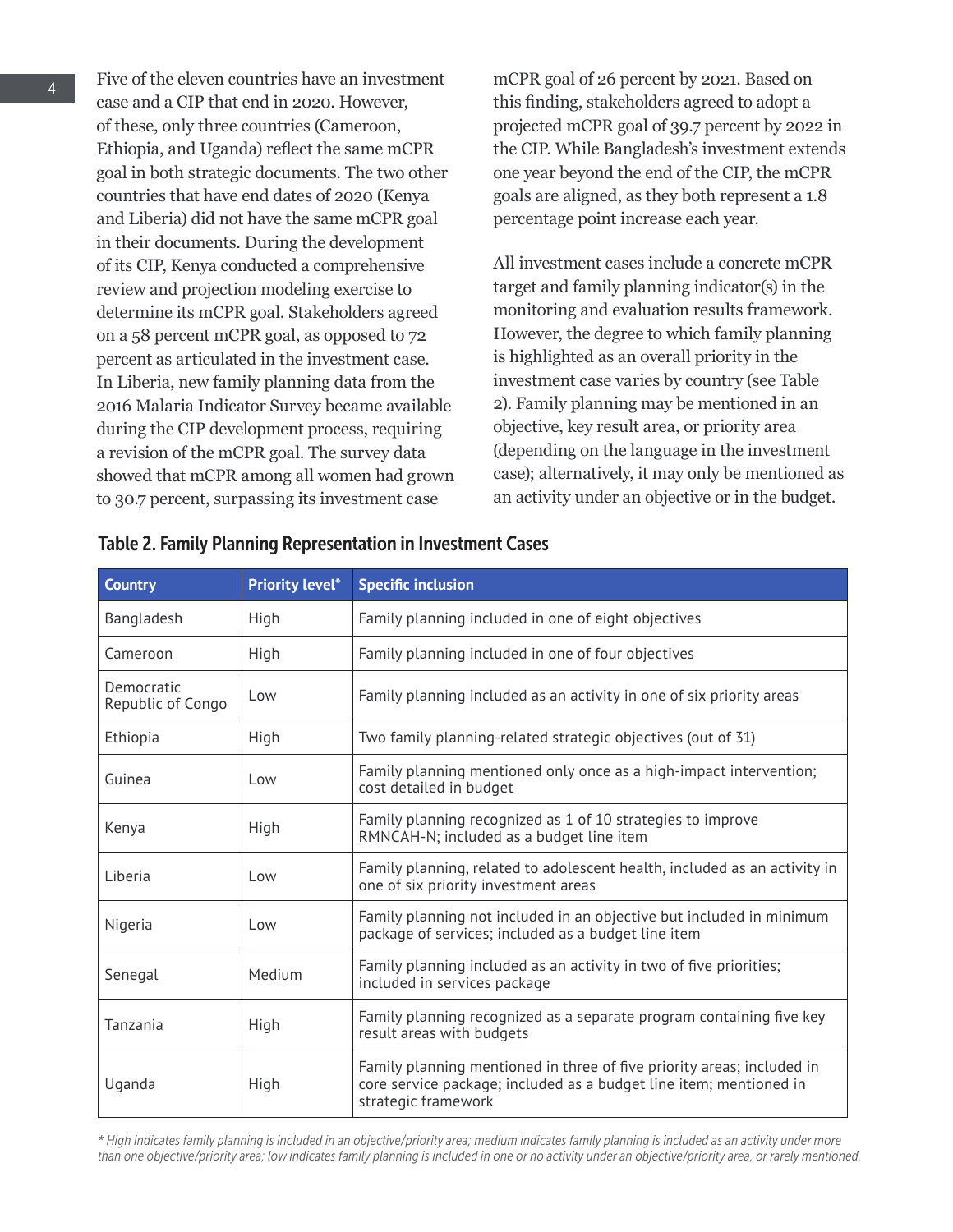Five of the eleven countries have an investment case and a CIP that end in 2020. However, of these, only three countries (Cameroon, Ethiopia, and Uganda) reflect the same mCPR goal in both strategic documents. The two other countries that have end dates of 2020 (Kenya and Liberia) did not have the same mCPR goal in their documents. During the development of its CIP, Kenya conducted a comprehensive review and projection modeling exercise to determine its mCPR goal. Stakeholders agreed on a 58 percent mCPR goal, as opposed to 72 percent as articulated in the investment case. In Liberia, new family planning data from the 2016 Malaria Indicator Survey became available during the CIP development process, requiring a revision of the mCPR goal. The survey data showed that mCPR among all women had grown to 30.7 percent, surpassing its investment case mCPR goal of 26 percent by 2021. Based on this finding, stakeholders agreed to adopt a projected mCPR goal of 39.7 percent by 2022 in the CIP. While Bangladesh's investment extends one year beyond the end of the CIP, the mCPR goals are aligned, as they both represent a 1.8 percentage point increase each year.

All investment cases include a concrete mCPR target and family planning indicator(s) in the monitoring and evaluation results framework. However, the degree to which family planning is highlighted as an overall priority in the investment case varies by country (see Table 2). Family planning may be mentioned in an objective, key result area, or priority area (depending on the language in the investment case); alternatively, it may only be mentioned as an activity under an objective or in the budget.

## Table 2. Family Planning Representation in Investment Cases

| Country | Priority level* | Specific inclusion |
|---|---|---|
| Bangladesh | High | Family planning included in one of eight objectives |
| Cameroon | High | Family planning included in one of four objectives |
| Democratic Republic of Congo | Low | Family planning included as an activity in one of six priority areas |
| Ethiopia | High | Two family planning-related strategic objectives (out of 31) |
| Guinea | Low | Family planning mentioned only once as a high-impact intervention; cost detailed in budget |
| Kenya | High | Family planning recognized as 1 of 10 strategies to improve RMNCAH-N; included as a budget line item |
| Liberia | Low | Family planning, related to adolescent health, included as an activity in one of six priority investment areas |
| Nigeria | Low | Family planning not included in an objective but included in minimum package of services; included as a budget line item |
| Senegal | Medium | Family planning included as an activity in two of five priorities; included in services package |
| Tanzania | High | Family planning recognized as a separate program containing five key result areas with budgets |
| Uganda | High | Family planning mentioned in three of five priority areas; included in core service package; included as a budget line item; mentioned in strategic framework |

*\* High indicates family planning is included in an objective/priority area; medium indicates family planning is included as an activity under more than one objective/priority area; low indicates family planning is included in one or no activity under an objective/priority area, or rarely mentioned.*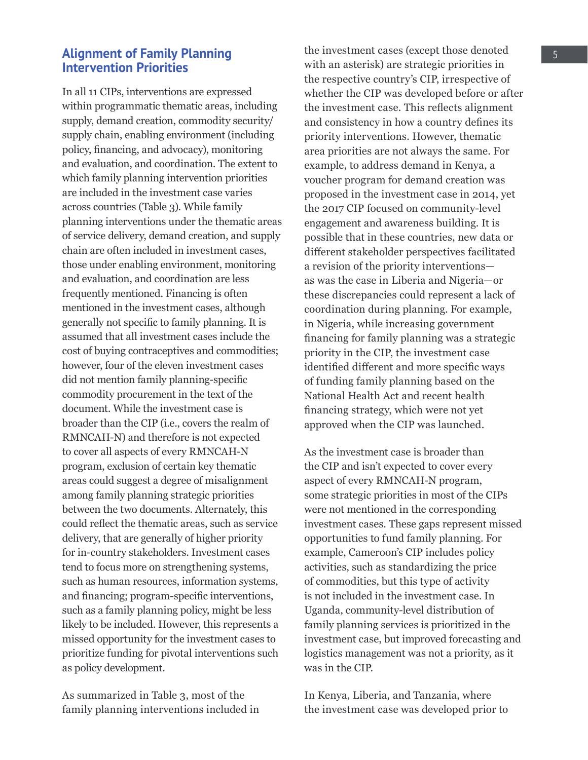## Alignment of Family Planning Intervention Priorities

In all 11 CIPs, interventions are expressed within programmatic thematic areas, including supply, demand creation, commodity security/supply chain, enabling environment (including policy, financing, and advocacy), monitoring and evaluation, and coordination. The extent to which family planning intervention priorities are included in the investment case varies across countries (Table 3). While family planning interventions under the thematic areas of service delivery, demand creation, and supply chain are often included in investment cases, those under enabling environment, monitoring and evaluation, and coordination are less frequently mentioned. Financing is often mentioned in the investment cases, although generally not specific to family planning. It is assumed that all investment cases include the cost of buying contraceptives and commodities; however, four of the eleven investment cases did not mention family planning-specific commodity procurement in the text of the document. While the investment case is broader than the CIP (i.e., covers the realm of RMNCAH-N) and therefore is not expected to cover all aspects of every RMNCAH-N program, exclusion of certain key thematic areas could suggest a degree of misalignment among family planning strategic priorities between the two documents. Alternately, this could reflect the thematic areas, such as service delivery, that are generally of higher priority for in-country stakeholders. Investment cases tend to focus more on strengthening systems, such as human resources, information systems, and financing; program-specific interventions, such as a family planning policy, might be less likely to be included. However, this represents a missed opportunity for the investment cases to prioritize funding for pivotal interventions such as policy development.

As summarized in Table 3, most of the family planning interventions included in the investment cases (except those denoted with an asterisk) are strategic priorities in the respective country's CIP, irrespective of whether the CIP was developed before or after the investment case. This reflects alignment and consistency in how a country defines its priority interventions. However, thematic area priorities are not always the same. For example, to address demand in Kenya, a voucher program for demand creation was proposed in the investment case in 2014, yet the 2017 CIP focused on community-level engagement and awareness building. It is possible that in these countries, new data or different stakeholder perspectives facilitated a revision of the priority interventions—as was the case in Liberia and Nigeria—or these discrepancies could represent a lack of coordination during planning. For example, in Nigeria, while increasing government financing for family planning was a strategic priority in the CIP, the investment case identified different and more specific ways of funding family planning based on the National Health Act and recent health financing strategy, which were not yet approved when the CIP was launched.

As the investment case is broader than the CIP and isn't expected to cover every aspect of every RMNCAH-N program, some strategic priorities in most of the CIPs were not mentioned in the corresponding investment cases. These gaps represent missed opportunities to fund family planning. For example, Cameroon's CIP includes policy activities, such as standardizing the price of commodities, but this type of activity is not included in the investment case. In Uganda, community-level distribution of family planning services is prioritized in the investment case, but improved forecasting and logistics management was not a priority, as it was in the CIP.

In Kenya, Liberia, and Tanzania, where the investment case was developed prior to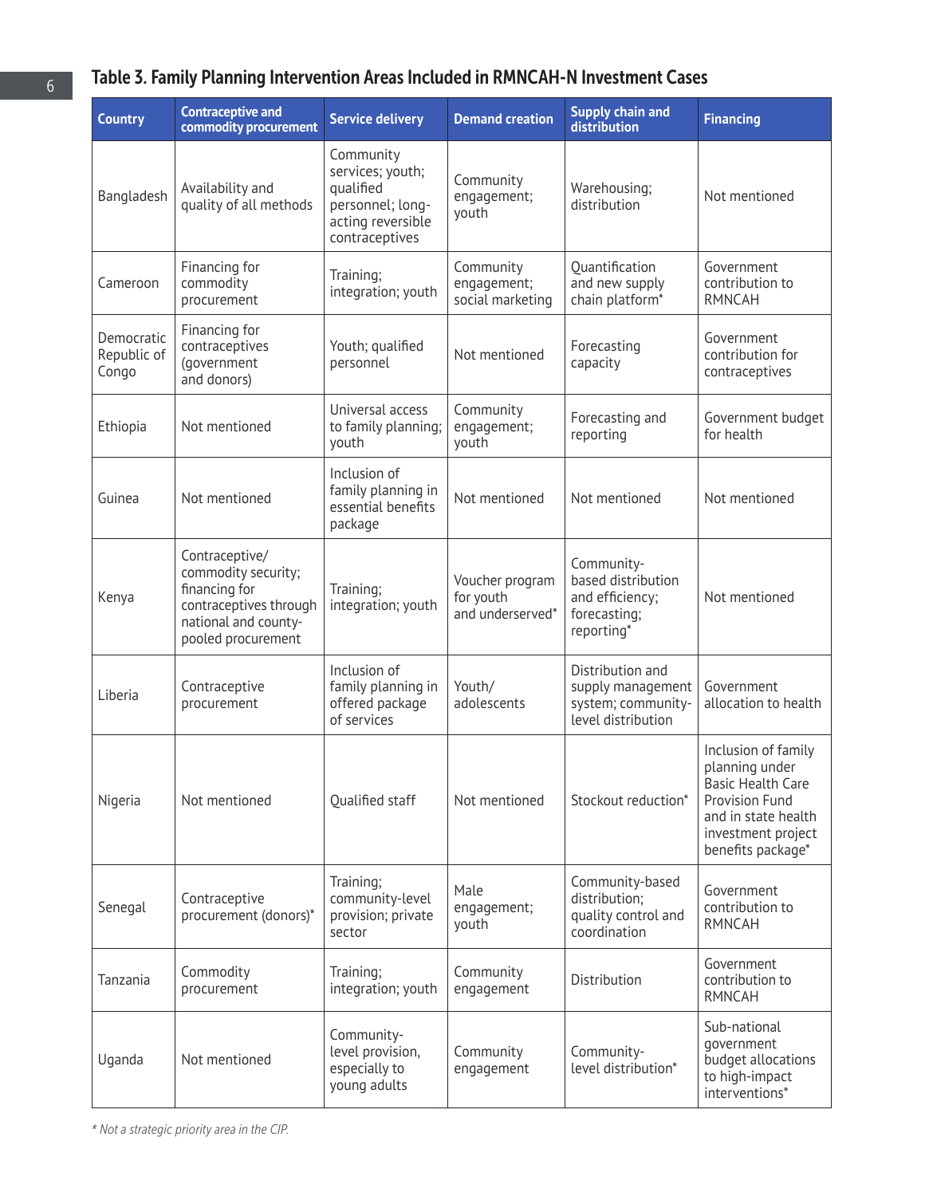## Table 3. Family Planning Intervention Areas Included in RMNCAH-N Investment Cases

| Country | Contraceptive and commodity procurement | Service delivery | Demand creation | Supply chain and distribution | Financing |
|---|---|---|---|---|---|
| Bangladesh | Availability and quality of all methods | Community services; youth; qualified personnel; long-acting reversible contraceptives | Community engagement; youth | Warehousing; distribution | Not mentioned |
| Cameroon | Financing for commodity procurement | Training; integration; youth | Community engagement; social marketing | Quantification and new supply chain platform* | Government contribution to RMNCAH |
| Democratic Republic of Congo | Financing for contraceptives (government and donors) | Youth; qualified personnel | Not mentioned | Forecasting capacity | Government contribution for contraceptives |
| Ethiopia | Not mentioned | Universal access to family planning; youth | Community engagement; youth | Forecasting and reporting | Government budget for health |
| Guinea | Not mentioned | Inclusion of family planning in essential benefits package | Not mentioned | Not mentioned | Not mentioned |
| Kenya | Contraceptive/ commodity security; financing for contraceptives through national and county-pooled procurement | Training; integration; youth | Voucher program for youth and underserved* | Community-based distribution and efficiency; forecasting; reporting* | Not mentioned |
| Liberia | Contraceptive procurement | Inclusion of family planning in offered package of services | Youth/ adolescents | Distribution and supply management system; community-level distribution | Government allocation to health |
| Nigeria | Not mentioned | Qualified staff | Not mentioned | Stockout reduction* | Inclusion of family planning under Basic Health Care Provision Fund and in state health investment project benefits package* |
| Senegal | Contraceptive procurement (donors)* | Training; community-level provision; private sector | Male engagement; youth | Community-based distribution; quality control and coordination | Government contribution to RMNCAH |
| Tanzania | Commodity procurement | Training; integration; youth | Community engagement | Distribution | Government contribution to RMNCAH |
| Uganda | Not mentioned | Community-level provision, especially to young adults | Community engagement | Community-level distribution* | Sub-national government budget allocations to high-impact interventions* |

*\* Not a strategic priority area in the CIP.*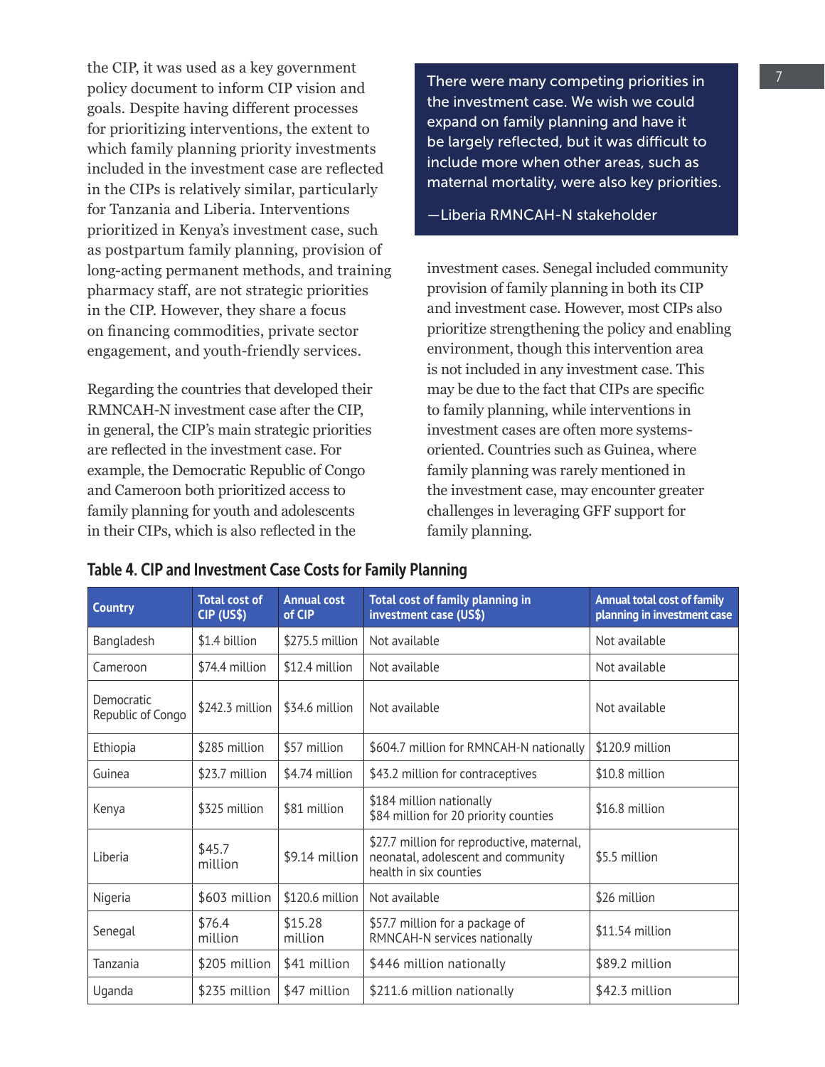the CIP, it was used as a key government policy document to inform CIP vision and goals. Despite having different processes for prioritizing interventions, the extent to which family planning priority investments included in the investment case are reflected in the CIPs is relatively similar, particularly for Tanzania and Liberia. Interventions prioritized in Kenya's investment case, such as postpartum family planning, provision of long-acting permanent methods, and training pharmacy staff, are not strategic priorities in the CIP. However, they share a focus on financing commodities, private sector engagement, and youth-friendly services.

Regarding the countries that developed their RMNCAH-N investment case after the CIP, in general, the CIP's main strategic priorities are reflected in the investment case. For example, the Democratic Republic of Congo and Cameroon both prioritized access to family planning for youth and adolescents in their CIPs, which is also reflected in the investment cases. Senegal included community provision of family planning in both its CIP and investment case. However, most CIPs also prioritize strengthening the policy and enabling environment, though this intervention area is not included in any investment case. This may be due to the fact that CIPs are specific to family planning, while interventions in investment cases are often more systems-oriented. Countries such as Guinea, where family planning was rarely mentioned in the investment case, may encounter greater challenges in leveraging GFF support for family planning.

> There were many competing priorities in the investment case. We wish we could expand on family planning and have it be largely reflected, but it was difficult to include more when other areas, such as maternal mortality, were also key priorities.
>
> —Liberia RMNCAH-N stakeholder

**Table 4. CIP and Investment Case Costs for Family Planning**

| Country | Total cost of CIP (US$) | Annual cost of CIP | Total cost of family planning in investment case (US$) | Annual total cost of family planning in investment case |
|---|---|---|---|---|
| Bangladesh | $1.4 billion | $275.5 million | Not available | Not available |
| Cameroon | $74.4 million | $12.4 million | Not available | Not available |
| Democratic Republic of Congo | $242.3 million | $34.6 million | Not available | Not available |
| Ethiopia | $285 million | $57 million | $604.7 million for RMNCAH-N nationally | $120.9 million |
| Guinea | $23.7 million | $4.74 million | $43.2 million for contraceptives | $10.8 million |
| Kenya | $325 million | $81 million | $184 million nationally<br>$84 million for 20 priority counties | $16.8 million |
| Liberia | $45.7 million | $9.14 million | $27.7 million for reproductive, maternal, neonatal, adolescent and community health in six counties | $5.5 million |
| Nigeria | $603 million | $120.6 million | Not available | $26 million |
| Senegal | $76.4 million | $15.28 million | $57.7 million for a package of RMNCAH-N services nationally | $11.54 million |
| Tanzania | $205 million | $41 million | $446 million nationally | $89.2 million |
| Uganda | $235 million | $47 million | $211.6 million nationally | $42.3 million |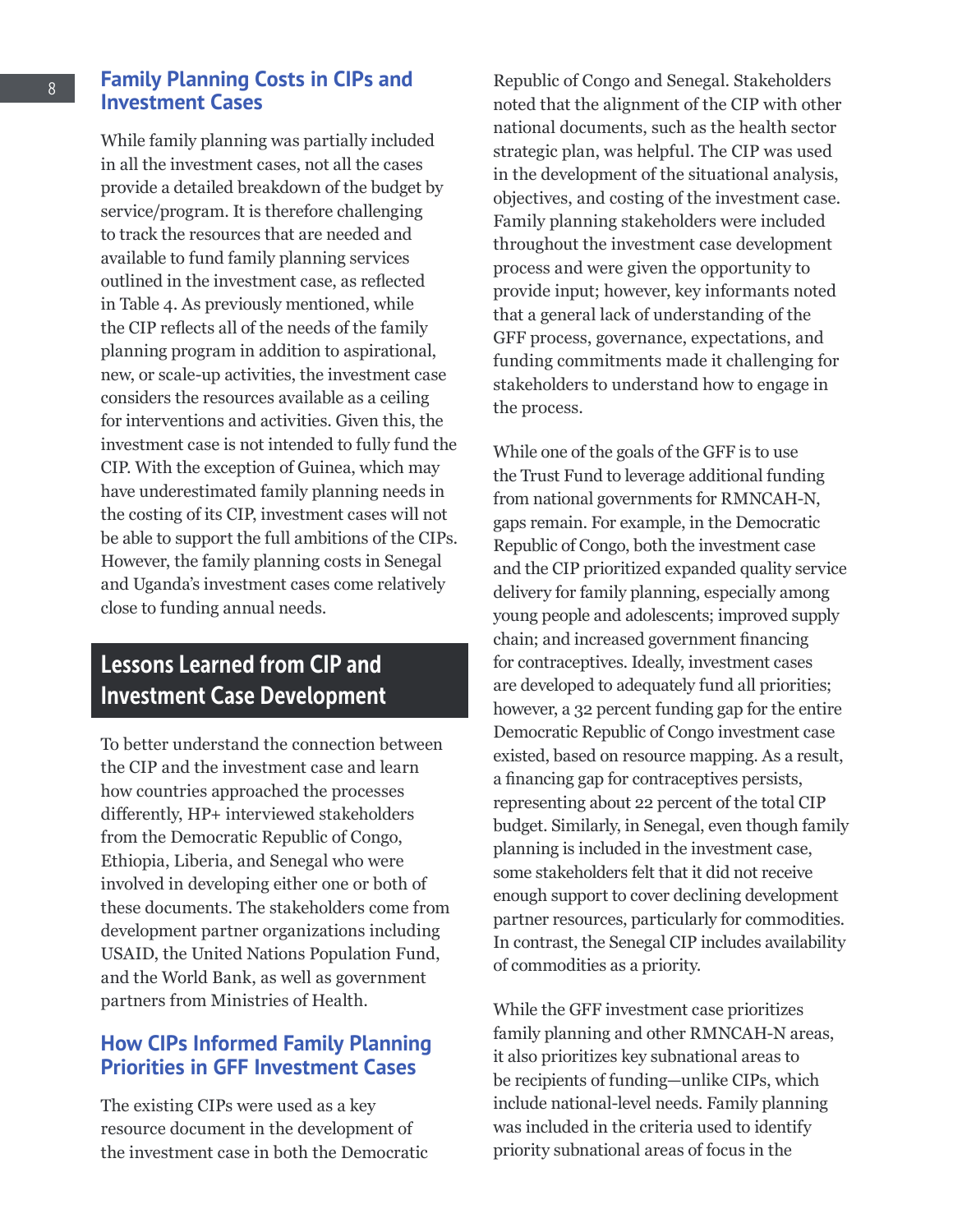## Family Planning Costs in CIPs and Investment Cases

While family planning was partially included in all the investment cases, not all the cases provide a detailed breakdown of the budget by service/program. It is therefore challenging to track the resources that are needed and available to fund family planning services outlined in the investment case, as reflected in Table 4. As previously mentioned, while the CIP reflects all of the needs of the family planning program in addition to aspirational, new, or scale-up activities, the investment case considers the resources available as a ceiling for interventions and activities. Given this, the investment case is not intended to fully fund the CIP. With the exception of Guinea, which may have underestimated family planning needs in the costing of its CIP, investment cases will not be able to support the full ambitions of the CIPs. However, the family planning costs in Senegal and Uganda's investment cases come relatively close to funding annual needs.

# Lessons Learned from CIP and Investment Case Development

To better understand the connection between the CIP and the investment case and learn how countries approached the processes differently, HP+ interviewed stakeholders from the Democratic Republic of Congo, Ethiopia, Liberia, and Senegal who were involved in developing either one or both of these documents. The stakeholders come from development partner organizations including USAID, the United Nations Population Fund, and the World Bank, as well as government partners from Ministries of Health.

## How CIPs Informed Family Planning Priorities in GFF Investment Cases

The existing CIPs were used as a key resource document in the development of the investment case in both the Democratic Republic of Congo and Senegal. Stakeholders noted that the alignment of the CIP with other national documents, such as the health sector strategic plan, was helpful. The CIP was used in the development of the situational analysis, objectives, and costing of the investment case. Family planning stakeholders were included throughout the investment case development process and were given the opportunity to provide input; however, key informants noted that a general lack of understanding of the GFF process, governance, expectations, and funding commitments made it challenging for stakeholders to understand how to engage in the process.

While one of the goals of the GFF is to use the Trust Fund to leverage additional funding from national governments for RMNCAH-N, gaps remain. For example, in the Democratic Republic of Congo, both the investment case and the CIP prioritized expanded quality service delivery for family planning, especially among young people and adolescents; improved supply chain; and increased government financing for contraceptives. Ideally, investment cases are developed to adequately fund all priorities; however, a 32 percent funding gap for the entire Democratic Republic of Congo investment case existed, based on resource mapping. As a result, a financing gap for contraceptives persists, representing about 22 percent of the total CIP budget. Similarly, in Senegal, even though family planning is included in the investment case, some stakeholders felt that it did not receive enough support to cover declining development partner resources, particularly for commodities. In contrast, the Senegal CIP includes availability of commodities as a priority.

While the GFF investment case prioritizes family planning and other RMNCAH-N areas, it also prioritizes key subnational areas to be recipients of funding—unlike CIPs, which include national-level needs. Family planning was included in the criteria used to identify priority subnational areas of focus in the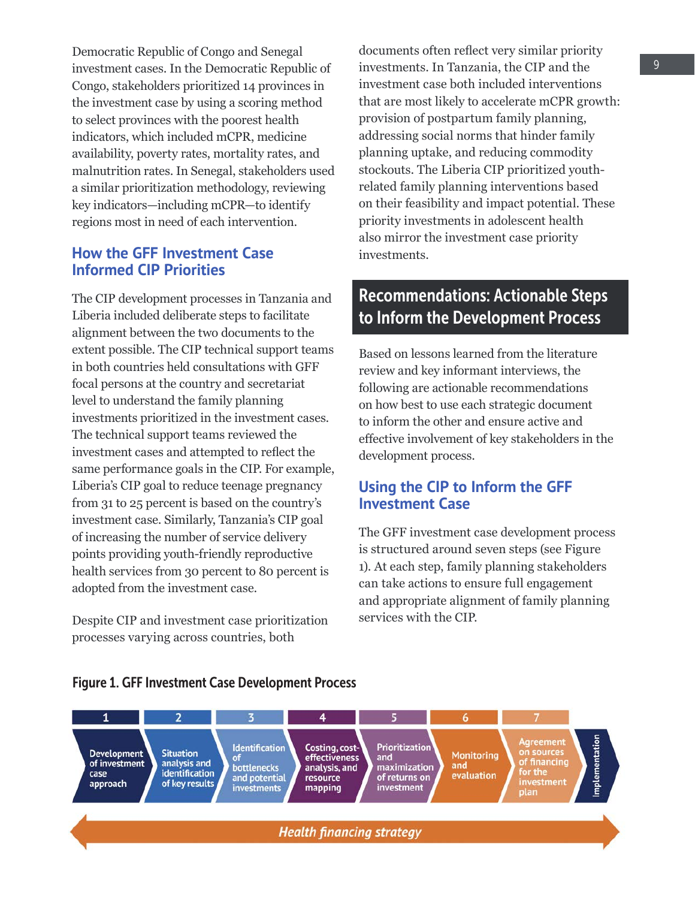Democratic Republic of Congo and Senegal investment cases. In the Democratic Republic of Congo, stakeholders prioritized 14 provinces in the investment case by using a scoring method to select provinces with the poorest health indicators, which included mCPR, medicine availability, poverty rates, mortality rates, and malnutrition rates. In Senegal, stakeholders used a similar prioritization methodology, reviewing key indicators—including mCPR—to identify regions most in need of each intervention.

### How the GFF Investment Case Informed CIP Priorities

The CIP development processes in Tanzania and Liberia included deliberate steps to facilitate alignment between the two documents to the extent possible. The CIP technical support teams in both countries held consultations with GFF focal persons at the country and secretariat level to understand the family planning investments prioritized in the investment cases. The technical support teams reviewed the investment cases and attempted to reflect the same performance goals in the CIP. For example, Liberia's CIP goal to reduce teenage pregnancy from 31 to 25 percent is based on the country's investment case. Similarly, Tanzania's CIP goal of increasing the number of service delivery points providing youth-friendly reproductive health services from 30 percent to 80 percent is adopted from the investment case.

Despite CIP and investment case prioritization processes varying across countries, both documents often reflect very similar priority investments. In Tanzania, the CIP and the investment case both included interventions that are most likely to accelerate mCPR growth: provision of postpartum family planning, addressing social norms that hinder family planning uptake, and reducing commodity stockouts. The Liberia CIP prioritized youth-related family planning interventions based on their feasibility and impact potential. These priority investments in adolescent health also mirror the investment case priority investments.

## Recommendations: Actionable Steps to Inform the Development Process

Based on lessons learned from the literature review and key informant interviews, the following are actionable recommendations on how best to use each strategic document to inform the other and ensure active and effective involvement of key stakeholders in the development process.

### Using the CIP to Inform the GFF Investment Case

The GFF investment case development process is structured around seven steps (see Figure 1). At each step, family planning stakeholders can take actions to ensure full engagement and appropriate alignment of family planning services with the CIP.

**Figure 1. GFF Investment Case Development Process**

| 1 | 2 | 3 | 4 | 5 | 6 | 7 | |
|---|---|---|---|---|---|---|---|
| Development of investment case approach | Situation analysis and identification of key results | Identification of bottlenecks and potential investments | Costing, cost-effectiveness analysis, and resource mapping | Prioritization and maximization of returns on investment | Monitoring and evaluation | Agreement on sources of financing for the investment plan | Implementation |

*Health financing strategy*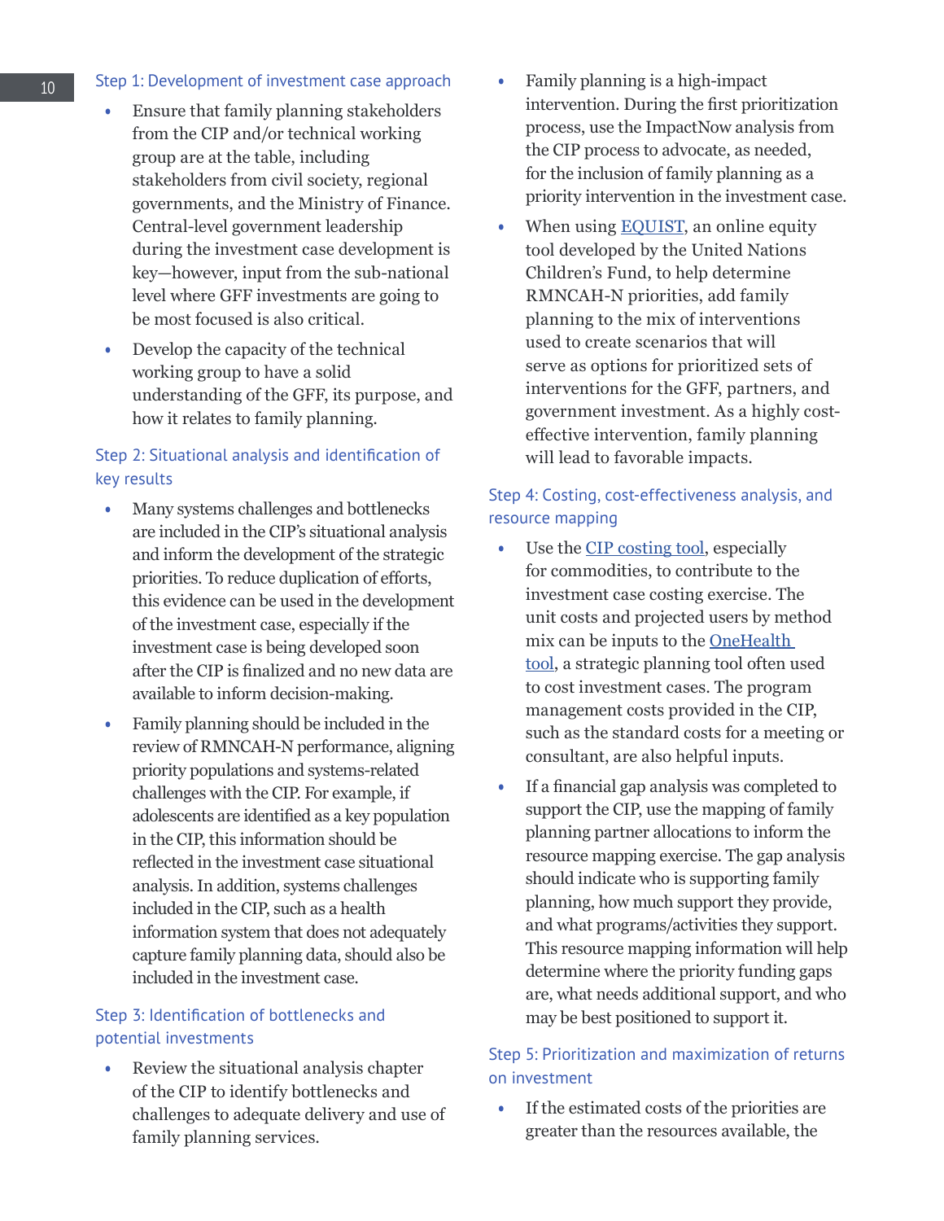### Step 1: Development of investment case approach

- Ensure that family planning stakeholders from the CIP and/or technical working group are at the table, including stakeholders from civil society, regional governments, and the Ministry of Finance. Central-level government leadership during the investment case development is key—however, input from the sub-national level where GFF investments are going to be most focused is also critical.
- Develop the capacity of the technical working group to have a solid understanding of the GFF, its purpose, and how it relates to family planning.

### Step 2: Situational analysis and identification of key results

- Many systems challenges and bottlenecks are included in the CIP's situational analysis and inform the development of the strategic priorities. To reduce duplication of efforts, this evidence can be used in the development of the investment case, especially if the investment case is being developed soon after the CIP is finalized and no new data are available to inform decision-making.
- Family planning should be included in the review of RMNCAH-N performance, aligning priority populations and systems-related challenges with the CIP. For example, if adolescents are identified as a key population in the CIP, this information should be reflected in the investment case situational analysis. In addition, systems challenges included in the CIP, such as a health information system that does not adequately capture family planning data, should also be included in the investment case.

### Step 3: Identification of bottlenecks and potential investments

- Review the situational analysis chapter of the CIP to identify bottlenecks and challenges to adequate delivery and use of family planning services.
- Family planning is a high-impact intervention. During the first prioritization process, use the ImpactNow analysis from the CIP process to advocate, as needed, for the inclusion of family planning as a priority intervention in the investment case.
- When using [EQUIST](), an online equity tool developed by the United Nations Children's Fund, to help determine RMNCAH-N priorities, add family planning to the mix of interventions used to create scenarios that will serve as options for prioritized sets of interventions for the GFF, partners, and government investment. As a highly cost-effective intervention, family planning will lead to favorable impacts.

### Step 4: Costing, cost-effectiveness analysis, and resource mapping

- Use the [CIP costing tool](), especially for commodities, to contribute to the investment case costing exercise. The unit costs and projected users by method mix can be inputs to the [OneHealth tool](), a strategic planning tool often used to cost investment cases. The program management costs provided in the CIP, such as the standard costs for a meeting or consultant, are also helpful inputs.
- If a financial gap analysis was completed to support the CIP, use the mapping of family planning partner allocations to inform the resource mapping exercise. The gap analysis should indicate who is supporting family planning, how much support they provide, and what programs/activities they support. This resource mapping information will help determine where the priority funding gaps are, what needs additional support, and who may be best positioned to support it.

### Step 5: Prioritization and maximization of returns on investment

- If the estimated costs of the priorities are greater than the resources available, the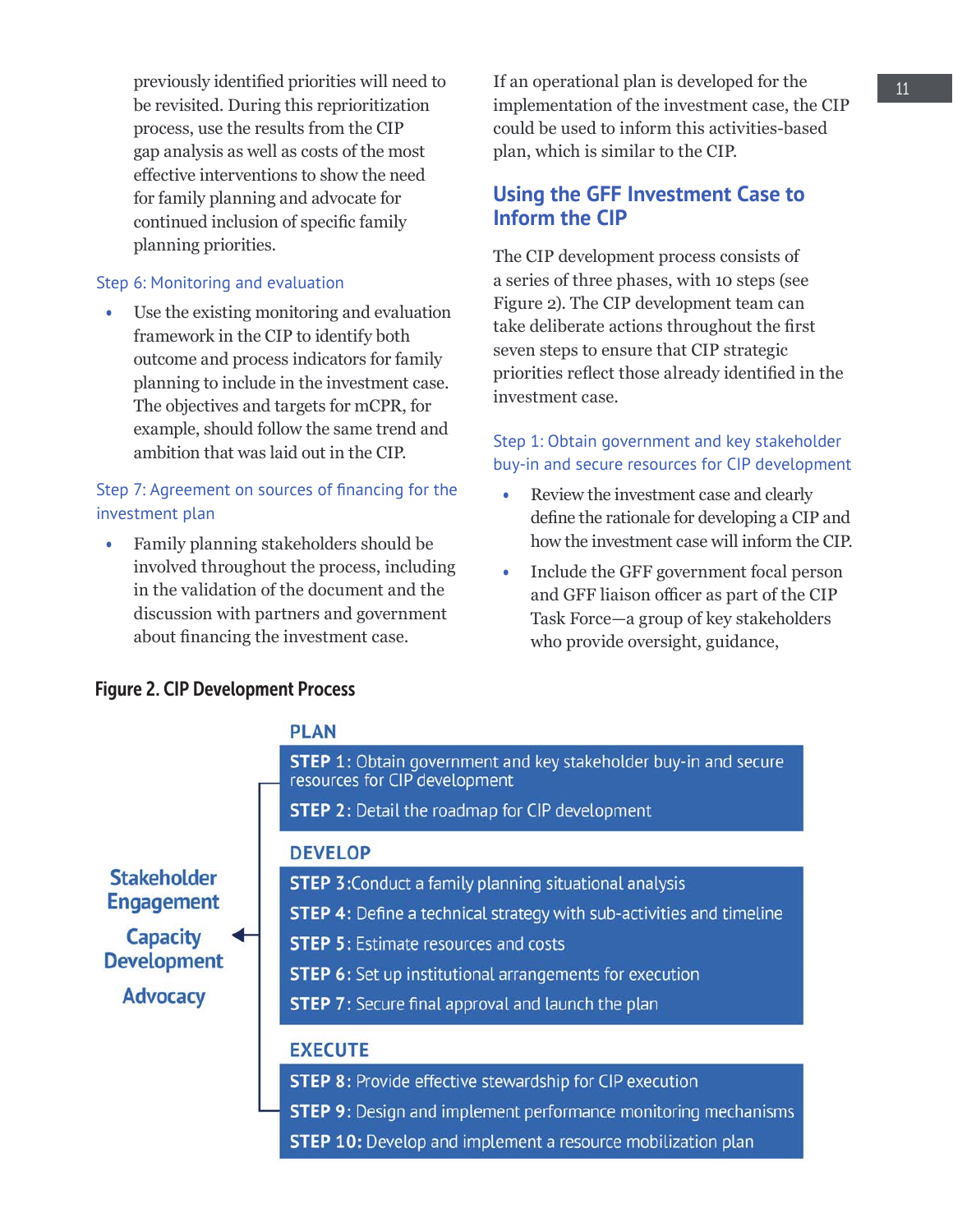previously identified priorities will need to be revisited. During this reprioritization process, use the results from the CIP gap analysis as well as costs of the most effective interventions to show the need for family planning and advocate for continued inclusion of specific family planning priorities.

### Step 6: Monitoring and evaluation

- Use the existing monitoring and evaluation framework in the CIP to identify both outcome and process indicators for family planning to include in the investment case. The objectives and targets for mCPR, for example, should follow the same trend and ambition that was laid out in the CIP.

### Step 7: Agreement on sources of financing for the investment plan

- Family planning stakeholders should be involved throughout the process, including in the validation of the document and the discussion with partners and government about financing the investment case.

If an operational plan is developed for the implementation of the investment case, the CIP could be used to inform this activities-based plan, which is similar to the CIP.

## Using the GFF Investment Case to Inform the CIP

The CIP development process consists of a series of three phases, with 10 steps (see Figure 2). The CIP development team can take deliberate actions throughout the first seven steps to ensure that CIP strategic priorities reflect those already identified in the investment case.

### Step 1: Obtain government and key stakeholder buy-in and secure resources for CIP development

- Review the investment case and clearly define the rationale for developing a CIP and how the investment case will inform the CIP.
- Include the GFF government focal person and GFF liaison officer as part of the CIP Task Force—a group of key stakeholders who provide oversight, guidance,

**Figure 2. CIP Development Process**

**Stakeholder Engagement**

**Capacity Development**

**Advocacy**

**PLAN**

**STEP 1:** Obtain government and key stakeholder buy-in and secure resources for CIP development

**STEP 2:** Detail the roadmap for CIP development

**DEVELOP**

**STEP 3:** Conduct a family planning situational analysis

**STEP 4:** Define a technical strategy with sub-activities and timeline

**STEP 5:** Estimate resources and costs

**STEP 6:** Set up institutional arrangements for execution

**STEP 7:** Secure final approval and launch the plan

**EXECUTE**

**STEP 8:** Provide effective stewardship for CIP execution

**STEP 9:** Design and implement performance monitoring mechanisms

**STEP 10:** Develop and implement a resource mobilization plan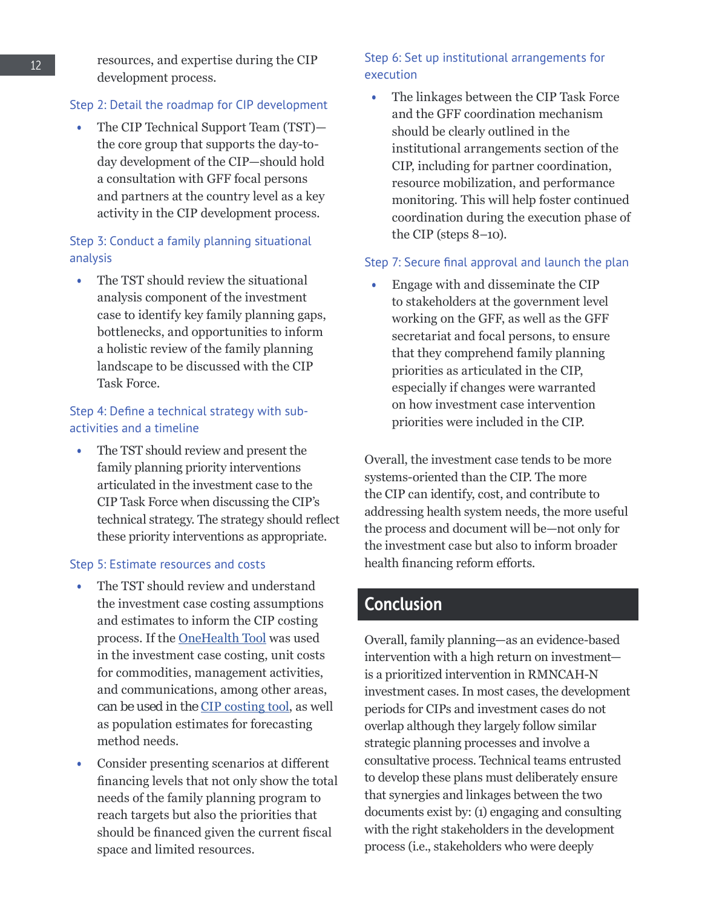resources, and expertise during the CIP development process.

### Step 2: Detail the roadmap for CIP development

- The CIP Technical Support Team (TST)—the core group that supports the day-to-day development of the CIP—should hold a consultation with GFF focal persons and partners at the country level as a key activity in the CIP development process.

### Step 3: Conduct a family planning situational analysis

- The TST should review the situational analysis component of the investment case to identify key family planning gaps, bottlenecks, and opportunities to inform a holistic review of the family planning landscape to be discussed with the CIP Task Force.

### Step 4: Define a technical strategy with sub-activities and a timeline

- The TST should review and present the family planning priority interventions articulated in the investment case to the CIP Task Force when discussing the CIP's technical strategy. The strategy should reflect these priority interventions as appropriate.

### Step 5: Estimate resources and costs

- The TST should review and understand the investment case costing assumptions and estimates to inform the CIP costing process. If the OneHealth Tool was used in the investment case costing, unit costs for commodities, management activities, and communications, among other areas, can be used in the CIP costing tool, as well as population estimates for forecasting method needs.
- Consider presenting scenarios at different financing levels that not only show the total needs of the family planning program to reach targets but also the priorities that should be financed given the current fiscal space and limited resources.

### Step 6: Set up institutional arrangements for execution

- The linkages between the CIP Task Force and the GFF coordination mechanism should be clearly outlined in the institutional arrangements section of the CIP, including for partner coordination, resource mobilization, and performance monitoring. This will help foster continued coordination during the execution phase of the CIP (steps 8–10).

### Step 7: Secure final approval and launch the plan

- Engage with and disseminate the CIP to stakeholders at the government level working on the GFF, as well as the GFF secretariat and focal persons, to ensure that they comprehend family planning priorities as articulated in the CIP, especially if changes were warranted on how investment case intervention priorities were included in the CIP.

Overall, the investment case tends to be more systems-oriented than the CIP. The more the CIP can identify, cost, and contribute to addressing health system needs, the more useful the process and document will be—not only for the investment case but also to inform broader health financing reform efforts.

## Conclusion

Overall, family planning—as an evidence-based intervention with a high return on investment—is a prioritized intervention in RMNCAH-N investment cases. In most cases, the development periods for CIPs and investment cases do not overlap although they largely follow similar strategic planning processes and involve a consultative process. Technical teams entrusted to develop these plans must deliberately ensure that synergies and linkages between the two documents exist by: (1) engaging and consulting with the right stakeholders in the development process (i.e., stakeholders who were deeply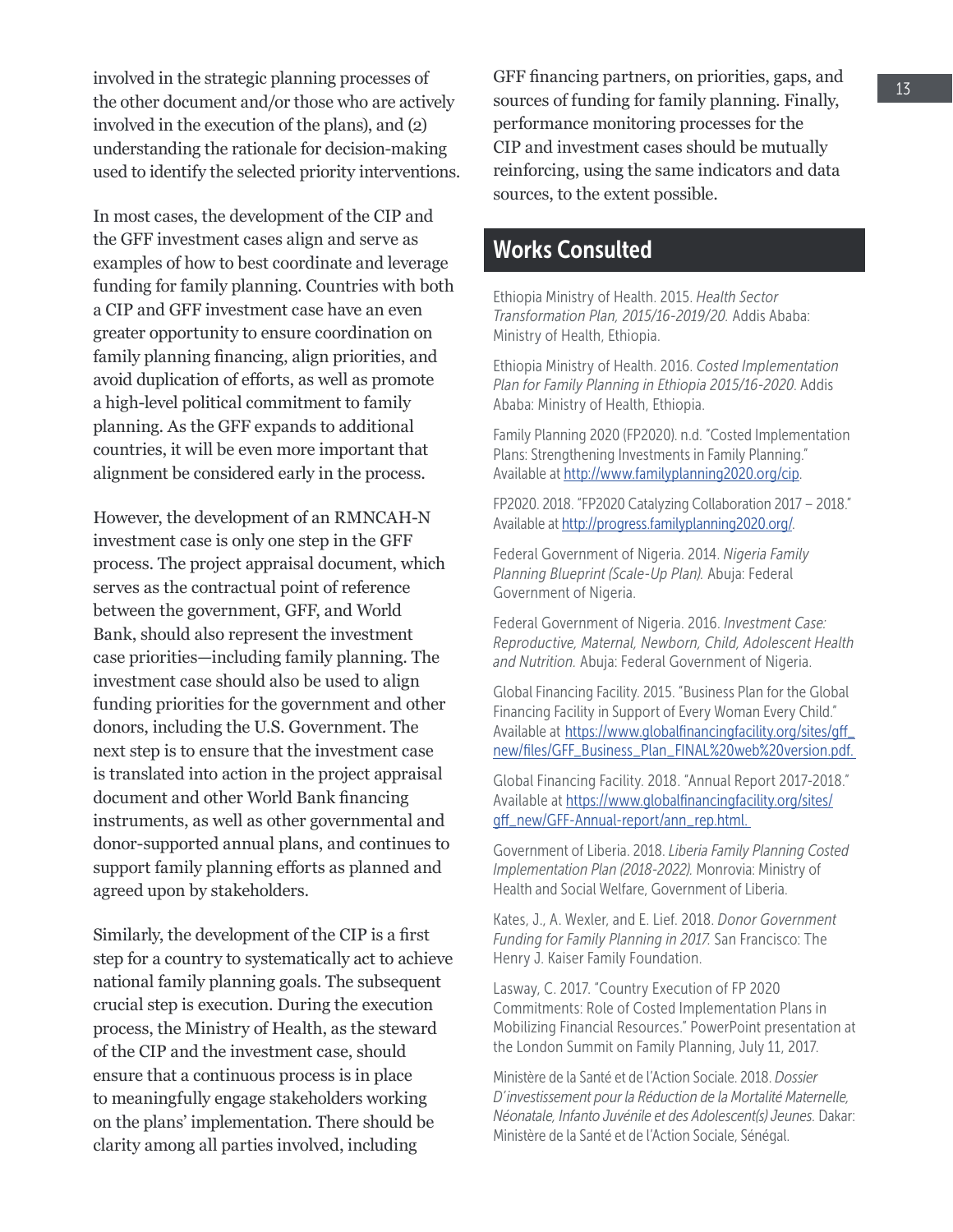involved in the strategic planning processes of the other document and/or those who are actively involved in the execution of the plans), and (2) understanding the rationale for decision-making used to identify the selected priority interventions.

In most cases, the development of the CIP and the GFF investment cases align and serve as examples of how to best coordinate and leverage funding for family planning. Countries with both a CIP and GFF investment case have an even greater opportunity to ensure coordination on family planning financing, align priorities, and avoid duplication of efforts, as well as promote a high-level political commitment to family planning. As the GFF expands to additional countries, it will be even more important that alignment be considered early in the process.

However, the development of an RMNCAH-N investment case is only one step in the GFF process. The project appraisal document, which serves as the contractual point of reference between the government, GFF, and World Bank, should also represent the investment case priorities—including family planning. The investment case should also be used to align funding priorities for the government and other donors, including the U.S. Government. The next step is to ensure that the investment case is translated into action in the project appraisal document and other World Bank financing instruments, as well as other governmental and donor-supported annual plans, and continues to support family planning efforts as planned and agreed upon by stakeholders.

Similarly, the development of the CIP is a first step for a country to systematically act to achieve national family planning goals. The subsequent crucial step is execution. During the execution process, the Ministry of Health, as the steward of the CIP and the investment case, should ensure that a continuous process is in place to meaningfully engage stakeholders working on the plans' implementation. There should be clarity among all parties involved, including GFF financing partners, on priorities, gaps, and sources of funding for family planning. Finally, performance monitoring processes for the CIP and investment cases should be mutually reinforcing, using the same indicators and data sources, to the extent possible.

## Works Consulted

Ethiopia Ministry of Health. 2015. *Health Sector Transformation Plan, 2015/16-2019/20.* Addis Ababa: Ministry of Health, Ethiopia.

Ethiopia Ministry of Health. 2016. *Costed Implementation Plan for Family Planning in Ethiopia 2015/16-2020.* Addis Ababa: Ministry of Health, Ethiopia.

Family Planning 2020 (FP2020). n.d. "Costed Implementation Plans: Strengthening Investments in Family Planning." Available at http://www.familyplanning2020.org/cip.

FP2020. 2018. "FP2020 Catalyzing Collaboration 2017 – 2018." Available at http://progress.familyplanning2020.org/.

Federal Government of Nigeria. 2014. *Nigeria Family Planning Blueprint (Scale-Up Plan).* Abuja: Federal Government of Nigeria.

Federal Government of Nigeria. 2016. *Investment Case: Reproductive, Maternal, Newborn, Child, Adolescent Health and Nutrition.* Abuja: Federal Government of Nigeria.

Global Financing Facility. 2015. "Business Plan for the Global Financing Facility in Support of Every Woman Every Child." Available at https://www.globalfinancingfacility.org/sites/gff_new/files/GFF_Business_Plan_FINAL%20web%20version.pdf.

Global Financing Facility. 2018. "Annual Report 2017-2018." Available at https://www.globalfinancingfacility.org/sites/gff_new/GFF-Annual-report/ann_rep.html.

Government of Liberia. 2018. *Liberia Family Planning Costed Implementation Plan (2018-2022).* Monrovia: Ministry of Health and Social Welfare, Government of Liberia.

Kates, J., A. Wexler, and E. Lief. 2018. *Donor Government Funding for Family Planning in 2017.* San Francisco: The Henry J. Kaiser Family Foundation.

Lasway, C. 2017. "Country Execution of FP 2020 Commitments: Role of Costed Implementation Plans in Mobilizing Financial Resources." PowerPoint presentation at the London Summit on Family Planning, July 11, 2017.

Ministère de la Santé et de l'Action Sociale. 2018. *Dossier D'investissement pour la Réduction de la Mortalité Maternelle, Néonatale, Infanto Juvénile et des Adolescent(s) Jeunes.* Dakar: Ministère de la Santé et de l'Action Sociale, Sénégal.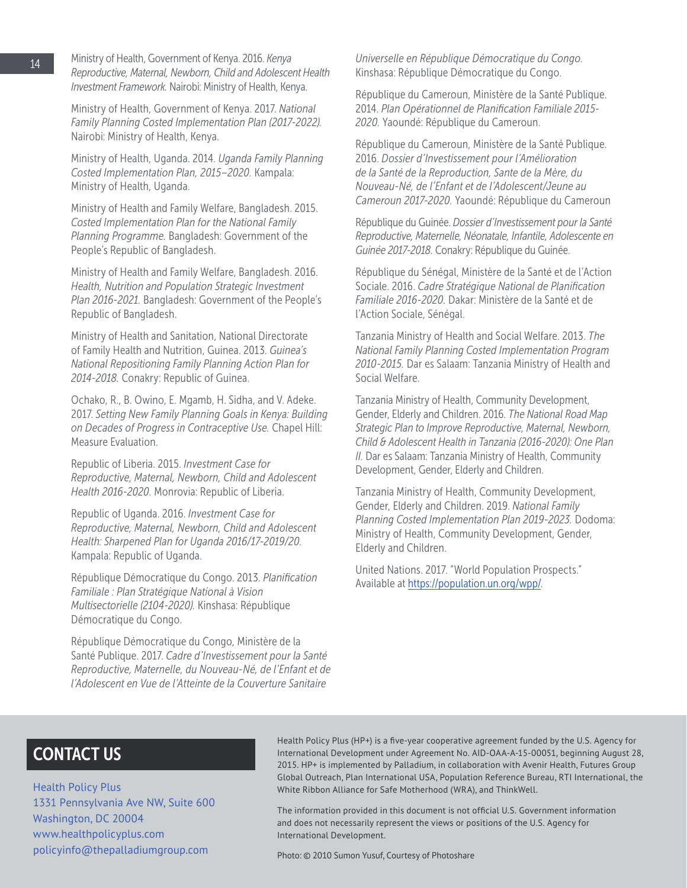Ministry of Health, Government of Kenya. 2016. *Kenya Reproductive, Maternal, Newborn, Child and Adolescent Health Investment Framework.* Nairobi: Ministry of Health, Kenya.

Ministry of Health, Government of Kenya. 2017. *National Family Planning Costed Implementation Plan (2017-2022).* Nairobi: Ministry of Health, Kenya.

Ministry of Health, Uganda. 2014. *Uganda Family Planning Costed Implementation Plan, 2015–2020.* Kampala: Ministry of Health, Uganda.

Ministry of Health and Family Welfare, Bangladesh. 2015. *Costed Implementation Plan for the National Family Planning Programme.* Bangladesh: Government of the People's Republic of Bangladesh.

Ministry of Health and Family Welfare, Bangladesh. 2016. *Health, Nutrition and Population Strategic Investment Plan 2016-2021.* Bangladesh: Government of the People's Republic of Bangladesh.

Ministry of Health and Sanitation, National Directorate of Family Health and Nutrition, Guinea. 2013. *Guinea's National Repositioning Family Planning Action Plan for 2014-2018.* Conakry: Republic of Guinea.

Ochako, R., B. Owino, E. Mgamb, H. Sidha, and V. Adeke. 2017. *Setting New Family Planning Goals in Kenya: Building on Decades of Progress in Contraceptive Use.* Chapel Hill: Measure Evaluation.

Republic of Liberia. 2015. *Investment Case for Reproductive, Maternal, Newborn, Child and Adolescent Health 2016-2020.* Monrovia: Republic of Liberia.

Republic of Uganda. 2016. *Investment Case for Reproductive, Maternal, Newborn, Child and Adolescent Health: Sharpened Plan for Uganda 2016/17-2019/20.* Kampala: Republic of Uganda.

République Démocratique du Congo. 2013. *Planification Familiale : Plan Stratégique National à Vision Multisectorielle (2104-2020).* Kinshasa: République Démocratique du Congo.

République Démocratique du Congo, Ministère de la Santé Publique. 2017. *Cadre d'Investissement pour la Santé Reproductive, Maternelle, du Nouveau-Né, de l'Enfant et de l'Adolescent en Vue de l'Atteinte de la Couverture Sanitaire Universelle en République Démocratique du Congo.* Kinshasa: République Démocratique du Congo.

République du Cameroun, Ministère de la Santé Publique. 2014. *Plan Opérationnel de Planification Familiale 2015-2020.* Yaoundé: République du Cameroun.

République du Cameroun, Ministère de la Santé Publique. 2016. *Dossier d'Investissement pour l'Amélioration de la Santé de la Reproduction, Sante de la Mère, du Nouveau-Né, de l'Enfant et de l'Adolescent/Jeune au Cameroun 2017-2020.* Yaoundé: République du Cameroun

République du Guinée. *Dossier d'Investissement pour la Santé Reproductive, Maternelle, Néonatale, Infantile, Adolescente en Guinée 2017-2018.* Conakry: République du Guinée.

République du Sénégal, Ministère de la Santé et de l'Action Sociale. 2016. *Cadre Stratégique National de Planification Familiale 2016-2020.* Dakar: Ministère de la Santé et de l'Action Sociale, Sénégal.

Tanzania Ministry of Health and Social Welfare. 2013. *The National Family Planning Costed Implementation Program 2010-2015.* Dar es Salaam: Tanzania Ministry of Health and Social Welfare.

Tanzania Ministry of Health, Community Development, Gender, Elderly and Children. 2016. *The National Road Map Strategic Plan to Improve Reproductive, Maternal, Newborn, Child & Adolescent Health in Tanzania (2016-2020): One Plan II.* Dar es Salaam: Tanzania Ministry of Health, Community Development, Gender, Elderly and Children.

Tanzania Ministry of Health, Community Development, Gender, Elderly and Children. 2019. *National Family Planning Costed Implementation Plan 2019-2023.* Dodoma: Ministry of Health, Community Development, Gender, Elderly and Children.

United Nations. 2017. "World Population Prospects." Available at https://population.un.org/wpp/.

## CONTACT US

Health Policy Plus
1331 Pennsylvania Ave NW, Suite 600
Washington, DC 20004
www.healthpolicyplus.com
policyinfo@thepalladiumgroup.com

Health Policy Plus (HP+) is a five-year cooperative agreement funded by the U.S. Agency for International Development under Agreement No. AID-OAA-A-15-00051, beginning August 28, 2015. HP+ is implemented by Palladium, in collaboration with Avenir Health, Futures Group Global Outreach, Plan International USA, Population Reference Bureau, RTI International, the White Ribbon Alliance for Safe Motherhood (WRA), and ThinkWell.

The information provided in this document is not official U.S. Government information and does not necessarily represent the views or positions of the U.S. Agency for International Development.

Photo: © 2010 Sumon Yusuf, Courtesy of Photoshare